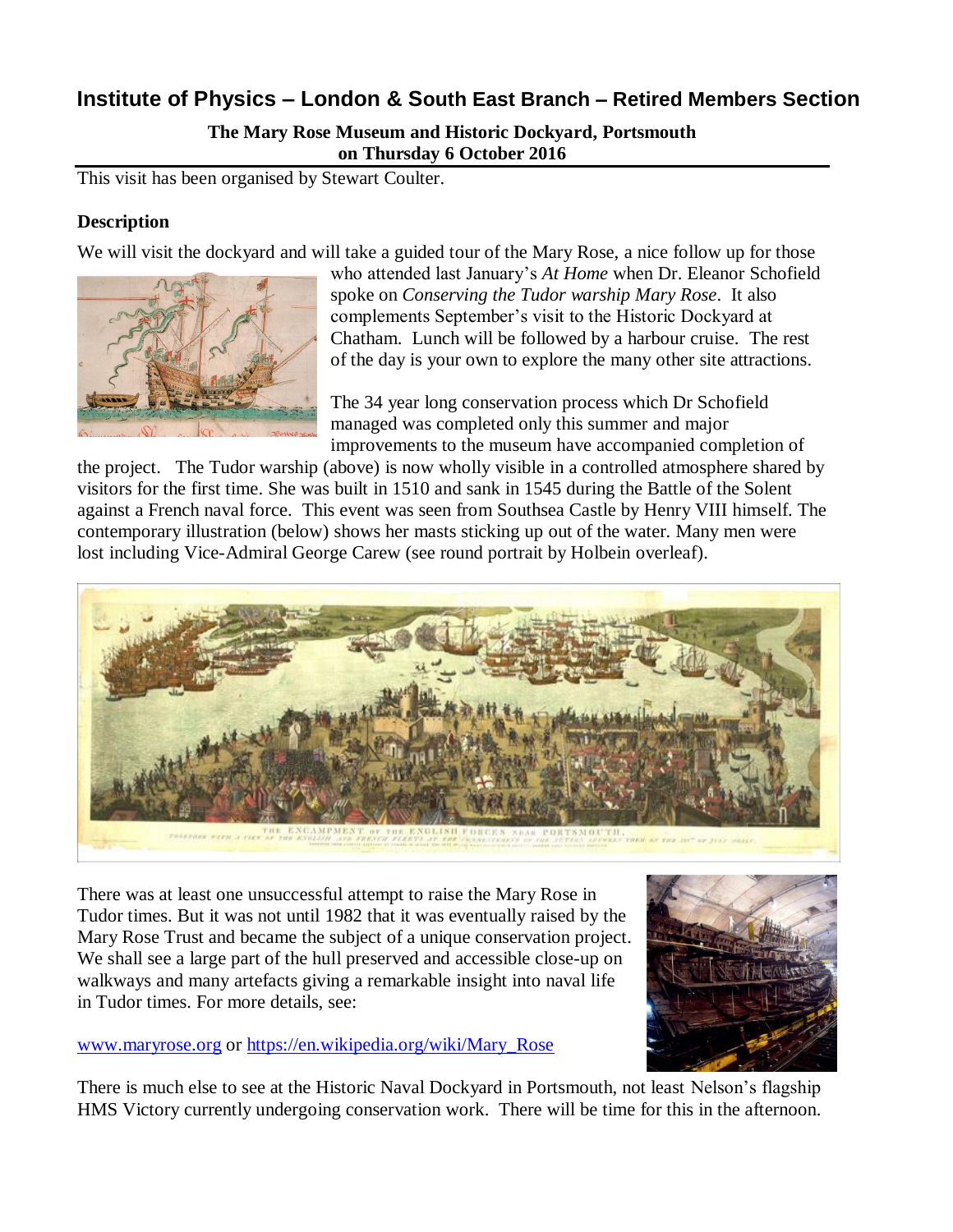# Institute of Physics – London & South East Branch – Retired Members Section

**The Mary Rose Museum and Historic Dockyard, Portsmouth**
**on Thursday 6 October 2016**

This visit has been organised by Stewart Coulter.

### Description

We will visit the dockyard and will take a guided tour of the Mary Rose, a nice follow up for those who attended last January's *At Home* when Dr. Eleanor Schofield spoke on *Conserving the Tudor warship Mary Rose*. It also complements September's visit to the Historic Dockyard at Chatham. Lunch will be followed by a harbour cruise. The rest of the day is your own to explore the many other site attractions.

The 34 year long conservation process which Dr Schofield managed was completed only this summer and major improvements to the museum have accompanied completion of the project. The Tudor warship (above) is now wholly visible in a controlled atmosphere shared by visitors for the first time. She was built in 1510 and sank in 1545 during the Battle of the Solent against a French naval force. This event was seen from Southsea Castle by Henry VIII himself. The contemporary illustration (below) shows her masts sticking up out of the water. Many men were lost including Vice-Admiral George Carew (see round portrait by Holbein overleaf).

There was at least one unsuccessful attempt to raise the Mary Rose in Tudor times. But it was not until 1982 that it was eventually raised by the Mary Rose Trust and became the subject of a unique conservation project. We shall see a large part of the hull preserved and accessible close-up on walkways and many artefacts giving a remarkable insight into naval life in Tudor times. For more details, see:

[www.maryrose.org](www.maryrose.org) or [https://en.wikipedia.org/wiki/Mary_Rose](https://en.wikipedia.org/wiki/Mary_Rose)

There is much else to see at the Historic Naval Dockyard in Portsmouth, not least Nelson's flagship HMS Victory currently undergoing conservation work. There will be time for this in the afternoon.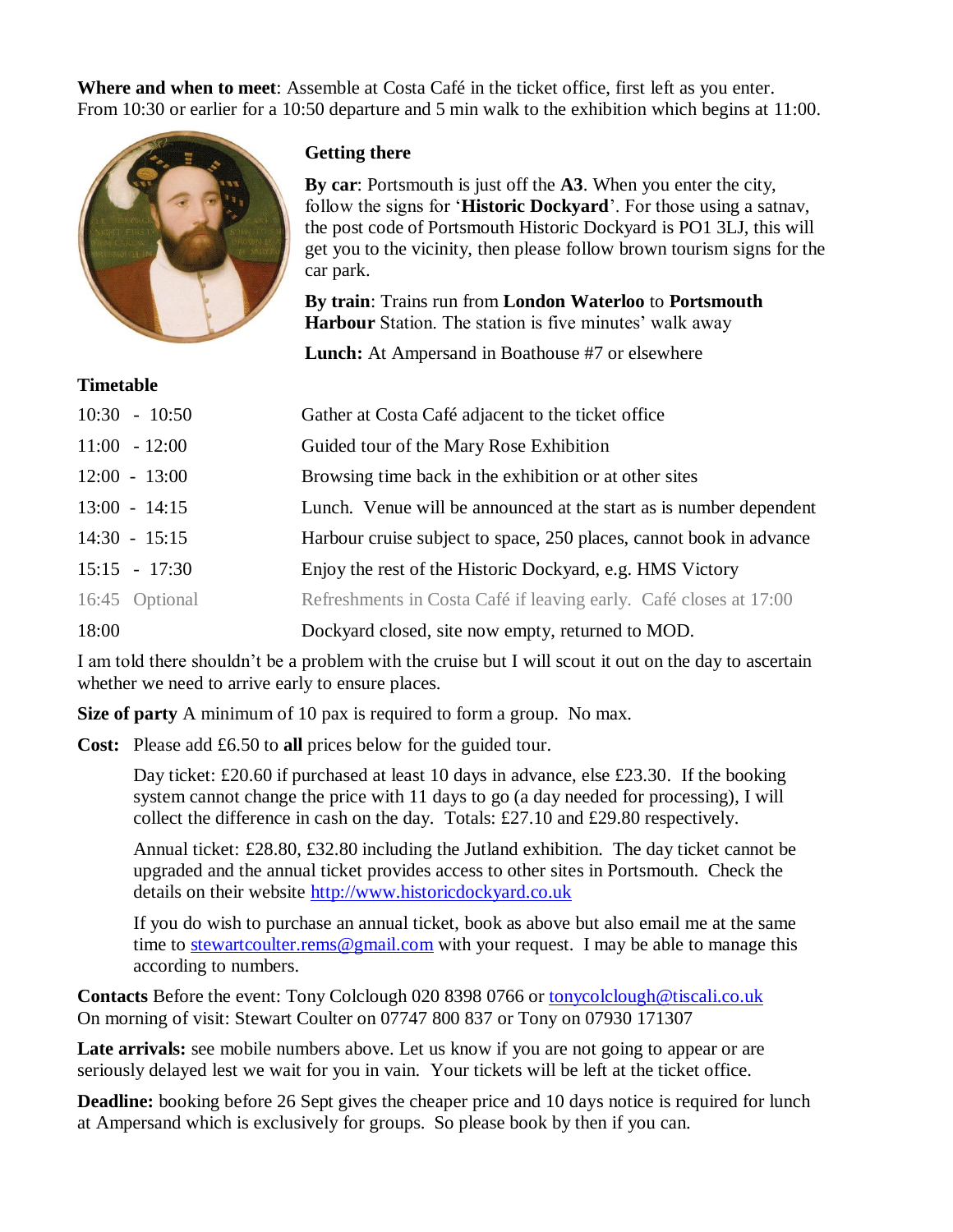**Where and when to meet**: Assemble at Costa Café in the ticket office, first left as you enter. From 10:30 or earlier for a 10:50 departure and 5 min walk to the exhibition which begins at 11:00.

### Getting there

**By car**: Portsmouth is just off the **A3**. When you enter the city, follow the signs for '**Historic Dockyard**'. For those using a satnav, the post code of Portsmouth Historic Dockyard is PO1 3LJ, this will get you to the vicinity, then please follow brown tourism signs for the car park.

**By train**: Trains run from **London Waterloo** to **Portsmouth Harbour** Station. The station is five minutes' walk away

**Lunch:** At Ampersand in Boathouse #7 or elsewhere

### Timetable

| | |
|---|---|
| 10:30 - 10:50 | Gather at Costa Café adjacent to the ticket office |
| 11:00 - 12:00 | Guided tour of the Mary Rose Exhibition |
| 12:00 - 13:00 | Browsing time back in the exhibition or at other sites |
| 13:00 - 14:15 | Lunch. Venue will be announced at the start as is number dependent |
| 14:30 - 15:15 | Harbour cruise subject to space, 250 places, cannot book in advance |
| 15:15 - 17:30 | Enjoy the rest of the Historic Dockyard, e.g. HMS Victory |
| 16:45 Optional | Refreshments in Costa Café if leaving early. Café closes at 17:00 |
| 18:00 | Dockyard closed, site now empty, returned to MOD. |

I am told there shouldn't be a problem with the cruise but I will scout it out on the day to ascertain whether we need to arrive early to ensure places.

**Size of party** A minimum of 10 pax is required to form a group. No max.

**Cost:** Please add £6.50 to **all** prices below for the guided tour.

> Day ticket: £20.60 if purchased at least 10 days in advance, else £23.30. If the booking system cannot change the price with 11 days to go (a day needed for processing), I will collect the difference in cash on the day. Totals: £27.10 and £29.80 respectively.
>
> Annual ticket: £28.80, £32.80 including the Jutland exhibition. The day ticket cannot be upgraded and the annual ticket provides access to other sites in Portsmouth. Check the details on their website http://www.historicdockyard.co.uk
>
> If you do wish to purchase an annual ticket, book as above but also email me at the same time to stewartcoulter.rems@gmail.com with your request. I may be able to manage this according to numbers.

**Contacts** Before the event: Tony Colclough 020 8398 0766 or tonycolclough@tiscali.co.uk
On morning of visit: Stewart Coulter on 07747 800 837 or Tony on 07930 171307

**Late arrivals:** see mobile numbers above. Let us know if you are not going to appear or are seriously delayed lest we wait for you in vain. Your tickets will be left at the ticket office.

**Deadline:** booking before 26 Sept gives the cheaper price and 10 days notice is required for lunch at Ampersand which is exclusively for groups. So please book by then if you can.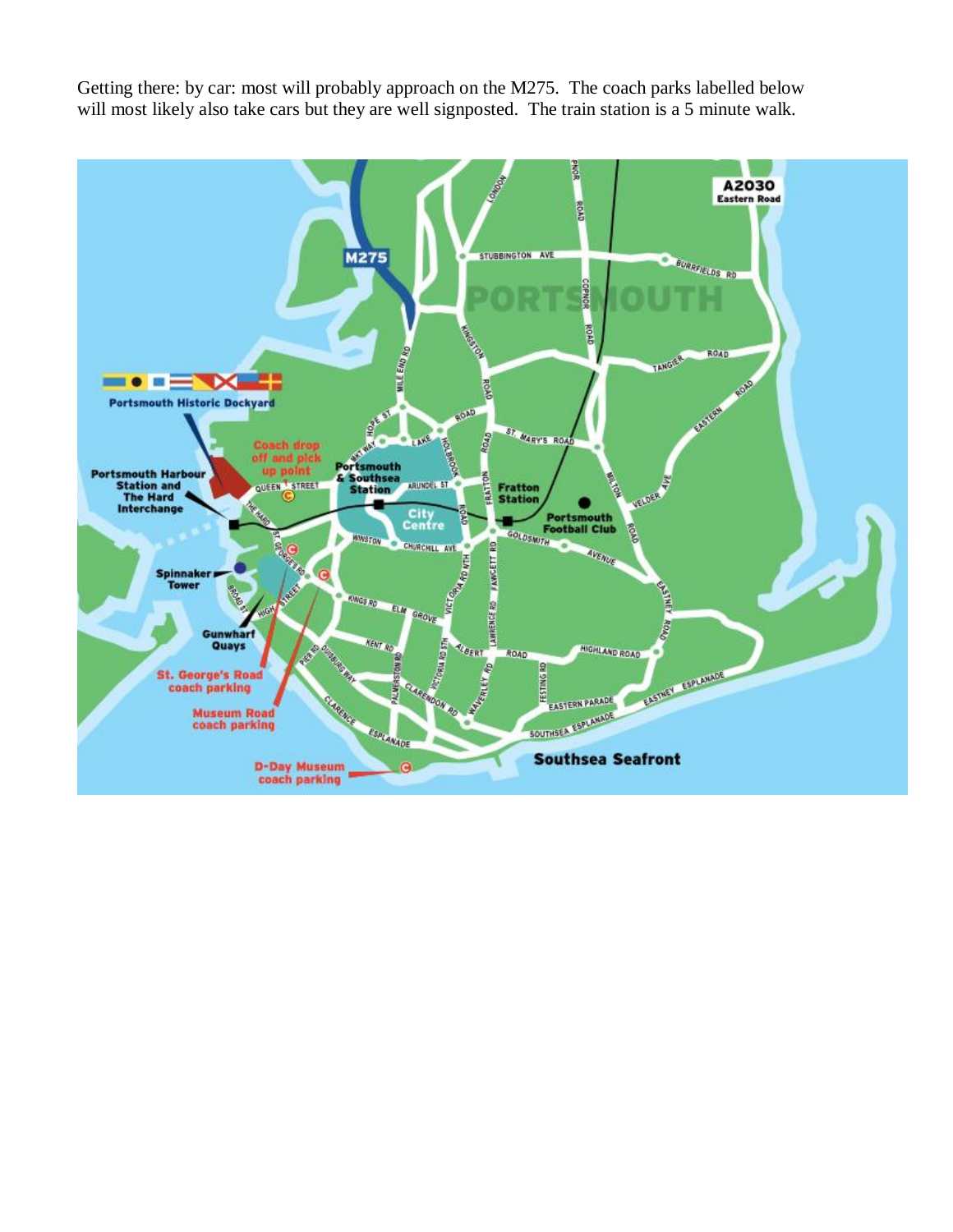Getting there: by car: most will probably approach on the M275. The coach parks labelled below will most likely also take cars but they are well signposted. The train station is a 5 minute walk.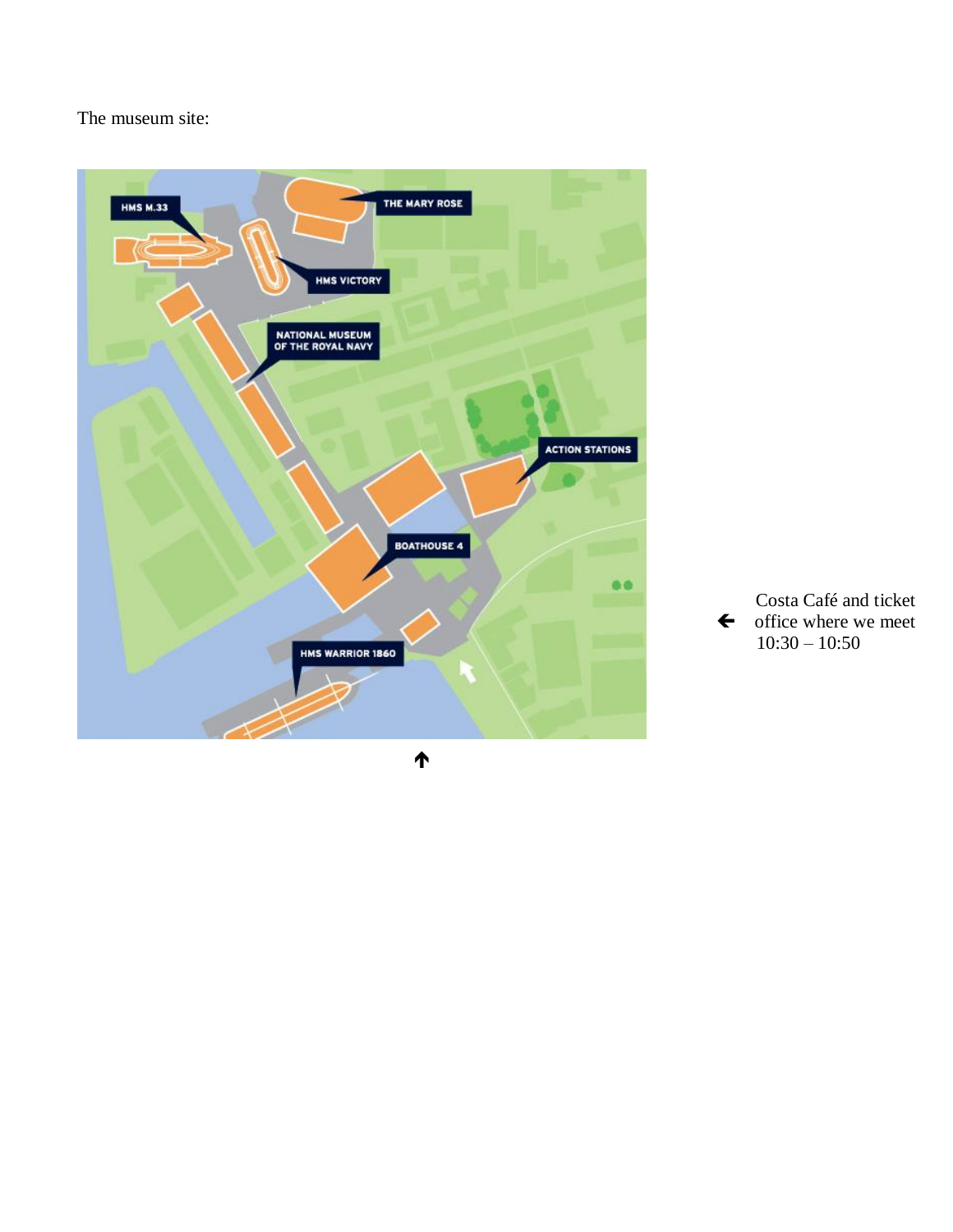The museum site:

HMS M.33

THE MARY ROSE

HMS VICTORY

NATIONAL MUSEUM OF THE ROYAL NAVY

ACTION STATIONS

BOATHOUSE 4

HMS WARRIOR 1860

🡐 Costa Café and ticket office where we meet 10:30 – 10:50